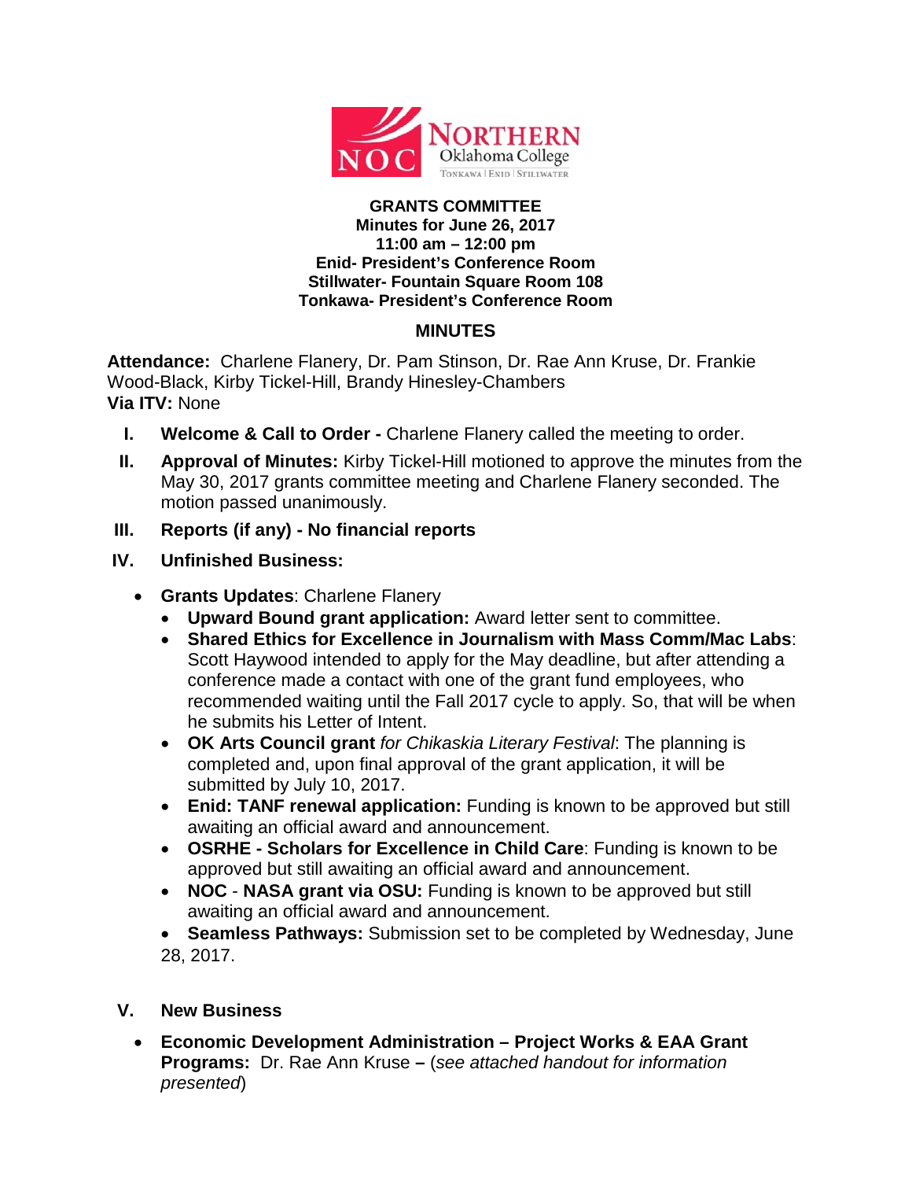**GRANTS COMMITTEE**
**Minutes for June 26, 2017**
**11:00 am – 12:00 pm**
**Enid- President's Conference Room**
**Stillwater- Fountain Square Room 108**
**Tonkawa- President's Conference Room**

## MINUTES

**Attendance:** Charlene Flanery, Dr. Pam Stinson, Dr. Rae Ann Kruse, Dr. Frankie Wood-Black, Kirby Tickel-Hill, Brandy Hinesley-Chambers
**Via ITV:** None

I. **Welcome & Call to Order -** Charlene Flanery called the meeting to order.

II. **Approval of Minutes:** Kirby Tickel-Hill motioned to approve the minutes from the May 30, 2017 grants committee meeting and Charlene Flanery seconded. The motion passed unanimously.

III. **Reports (if any) - No financial reports**

IV. **Unfinished Business:**

- **Grants Updates**: Charlene Flanery
  - **Upward Bound grant application:** Award letter sent to committee.
  - **Shared Ethics for Excellence in Journalism with Mass Comm/Mac Labs**: Scott Haywood intended to apply for the May deadline, but after attending a conference made a contact with one of the grant fund employees, who recommended waiting until the Fall 2017 cycle to apply. So, that will be when he submits his Letter of Intent.
  - **OK Arts Council grant** *for Chikaskia Literary Festival*: The planning is completed and, upon final approval of the grant application, it will be submitted by July 10, 2017.
  - **Enid: TANF renewal application:** Funding is known to be approved but still awaiting an official award and announcement.
  - **OSRHE - Scholars for Excellence in Child Care**: Funding is known to be approved but still awaiting an official award and announcement.
  - **NOC** - **NASA grant via OSU:** Funding is known to be approved but still awaiting an official award and announcement.
  - **Seamless Pathways:** Submission set to be completed by Wednesday, June 28, 2017.

V. **New Business**

- **Economic Development Administration – Project Works & EAA Grant Programs:** Dr. Rae Ann Kruse **–** (*see attached handout for information presented*)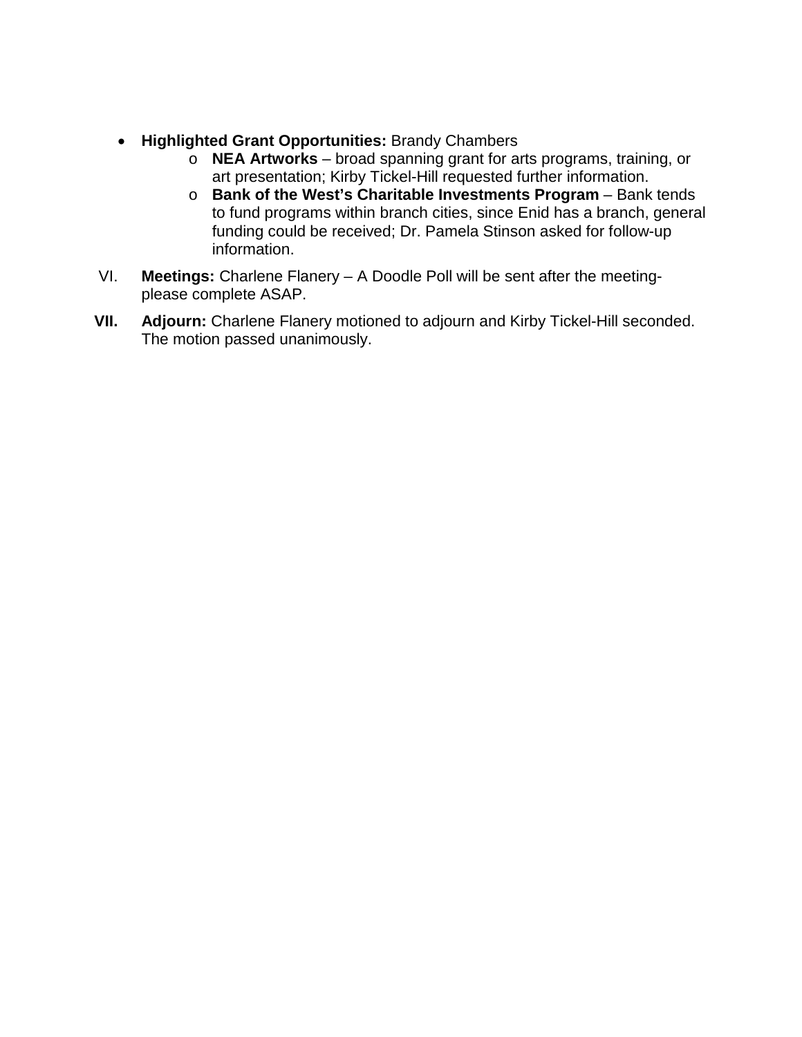- **Highlighted Grant Opportunities:** Brandy Chambers
  - **NEA Artworks** – broad spanning grant for arts programs, training, or art presentation; Kirby Tickel-Hill requested further information.
  - **Bank of the West's Charitable Investments Program** – Bank tends to fund programs within branch cities, since Enid has a branch, general funding could be received; Dr. Pamela Stinson asked for follow-up information.

VI. **Meetings:** Charlene Flanery – A Doodle Poll will be sent after the meeting- please complete ASAP.

**VII. Adjourn:** Charlene Flanery motioned to adjourn and Kirby Tickel-Hill seconded. The motion passed unanimously.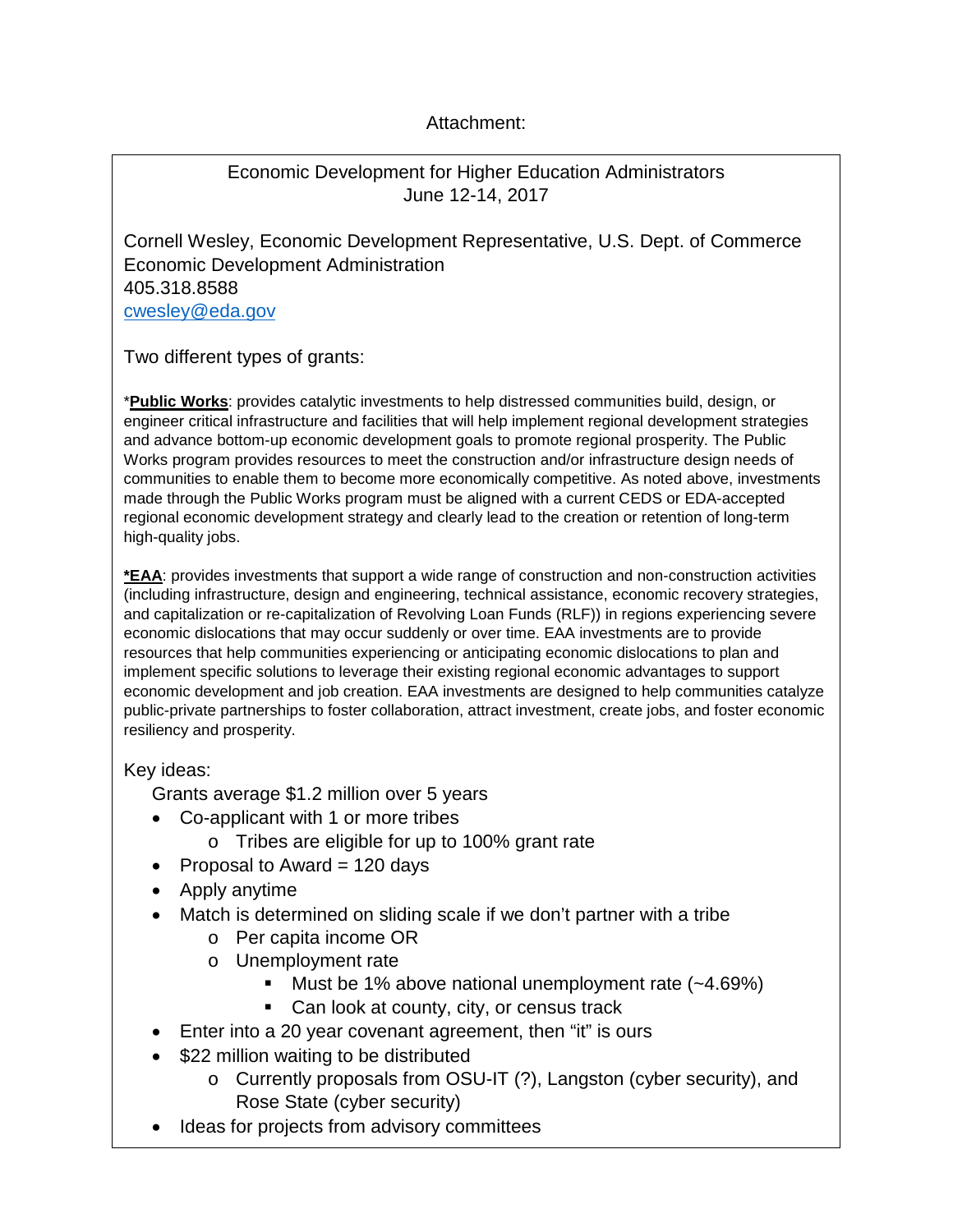Attachment:

Economic Development for Higher Education Administrators
June 12-14, 2017

Cornell Wesley, Economic Development Representative, U.S. Dept. of Commerce Economic Development Administration
405.318.8588
cwesley@eda.gov

Two different types of grants:

***Public Works**: provides catalytic investments to help distressed communities build, design, or engineer critical infrastructure and facilities that will help implement regional development strategies and advance bottom-up economic development goals to promote regional prosperity. The Public Works program provides resources to meet the construction and/or infrastructure design needs of communities to enable them to become more economically competitive. As noted above, investments made through the Public Works program must be aligned with a current CEDS or EDA-accepted regional economic development strategy and clearly lead to the creation or retention of long-term high-quality jobs.

***EAA**: provides investments that support a wide range of construction and non-construction activities (including infrastructure, design and engineering, technical assistance, economic recovery strategies, and capitalization or re-capitalization of Revolving Loan Funds (RLF)) in regions experiencing severe economic dislocations that may occur suddenly or over time. EAA investments are to provide resources that help communities experiencing or anticipating economic dislocations to plan and implement specific solutions to leverage their existing regional economic advantages to support economic development and job creation. EAA investments are designed to help communities catalyze public-private partnerships to foster collaboration, attract investment, create jobs, and foster economic resiliency and prosperity.

Key ideas:

Grants average $1.2 million over 5 years

- Co-applicant with 1 or more tribes
  - Tribes are eligible for up to 100% grant rate
- Proposal to Award = 120 days
- Apply anytime
- Match is determined on sliding scale if we don't partner with a tribe
  - Per capita income OR
  - Unemployment rate
    - Must be 1% above national unemployment rate (~4.69%)
    - Can look at county, city, or census track
- Enter into a 20 year covenant agreement, then "it" is ours
- $22 million waiting to be distributed
  - Currently proposals from OSU-IT (?), Langston (cyber security), and Rose State (cyber security)
- Ideas for projects from advisory committees